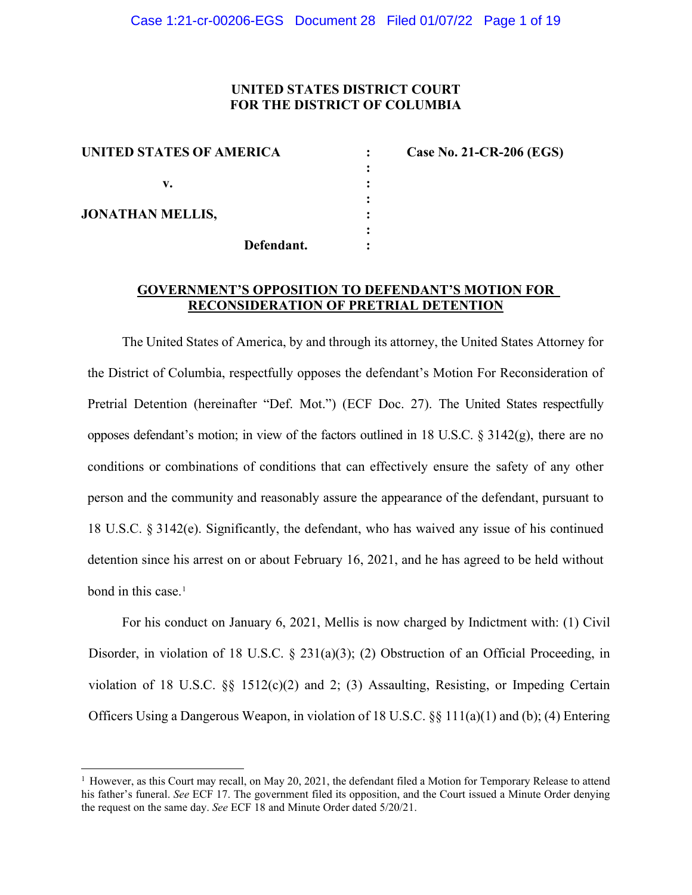**UNITED STATES DISTRICT COURT**
**FOR THE DISTRICT OF COLUMBIA**

| | | |
|---|---|---|
| **UNITED STATES OF AMERICA** | : | **Case No. 21-CR-206 (EGS)** |
| | : | |
| **v.** | : | |
| | : | |
| **JONATHAN MELLIS,** | : | |
| | : | |
| **Defendant.** | : | |

## GOVERNMENT'S OPPOSITION TO DEFENDANT'S MOTION FOR RECONSIDERATION OF PRETRIAL DETENTION

The United States of America, by and through its attorney, the United States Attorney for the District of Columbia, respectfully opposes the defendant's Motion For Reconsideration of Pretrial Detention (hereinafter "Def. Mot.") (ECF Doc. 27). The United States respectfully opposes defendant's motion; in view of the factors outlined in 18 U.S.C. § 3142(g), there are no conditions or combinations of conditions that can effectively ensure the safety of any other person and the community and reasonably assure the appearance of the defendant, pursuant to 18 U.S.C. § 3142(e). Significantly, the defendant, who has waived any issue of his continued detention since his arrest on or about February 16, 2021, and he has agreed to be held without bond in this case.[1]

For his conduct on January 6, 2021, Mellis is now charged by Indictment with: (1) Civil Disorder, in violation of 18 U.S.C. § 231(a)(3); (2) Obstruction of an Official Proceeding, in violation of 18 U.S.C. §§ 1512(c)(2) and 2; (3) Assaulting, Resisting, or Impeding Certain Officers Using a Dangerous Weapon, in violation of 18 U.S.C. §§ 111(a)(1) and (b); (4) Entering

[1] However, as this Court may recall, on May 20, 2021, the defendant filed a Motion for Temporary Release to attend his father's funeral. *See* ECF 17. The government filed its opposition, and the Court issued a Minute Order denying the request on the same day. *See* ECF 18 and Minute Order dated 5/20/21.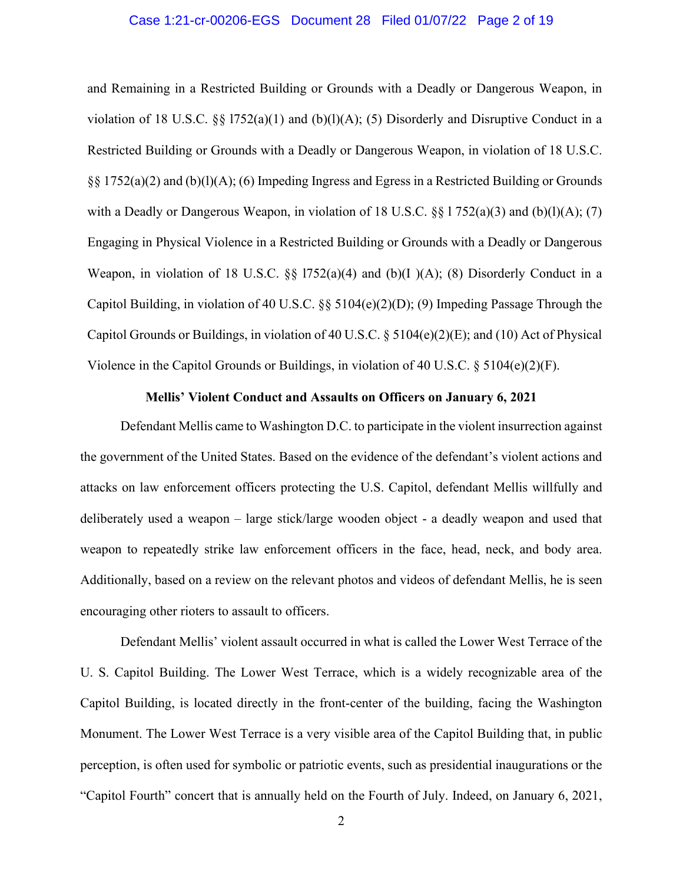and Remaining in a Restricted Building or Grounds with a Deadly or Dangerous Weapon, in violation of 18 U.S.C. §§ l752(a)(1) and (b)(l)(A); (5) Disorderly and Disruptive Conduct in a Restricted Building or Grounds with a Deadly or Dangerous Weapon, in violation of 18 U.S.C. §§ 1752(a)(2) and (b)(l)(A); (6) Impeding Ingress and Egress in a Restricted Building or Grounds with a Deadly or Dangerous Weapon, in violation of 18 U.S.C. §§ l 752(a)(3) and (b)(l)(A); (7) Engaging in Physical Violence in a Restricted Building or Grounds with a Deadly or Dangerous Weapon, in violation of 18 U.S.C. §§ l752(a)(4) and (b)(I )(A); (8) Disorderly Conduct in a Capitol Building, in violation of 40 U.S.C. §§ 5104(e)(2)(D); (9) Impeding Passage Through the Capitol Grounds or Buildings, in violation of 40 U.S.C. § 5104(e)(2)(E); and (10) Act of Physical Violence in the Capitol Grounds or Buildings, in violation of 40 U.S.C. § 5104(e)(2)(F).

**Mellis' Violent Conduct and Assaults on Officers on January 6, 2021**

Defendant Mellis came to Washington D.C. to participate in the violent insurrection against the government of the United States. Based on the evidence of the defendant's violent actions and attacks on law enforcement officers protecting the U.S. Capitol, defendant Mellis willfully and deliberately used a weapon – large stick/large wooden object - a deadly weapon and used that weapon to repeatedly strike law enforcement officers in the face, head, neck, and body area. Additionally, based on a review on the relevant photos and videos of defendant Mellis, he is seen encouraging other rioters to assault to officers.

Defendant Mellis' violent assault occurred in what is called the Lower West Terrace of the U. S. Capitol Building. The Lower West Terrace, which is a widely recognizable area of the Capitol Building, is located directly in the front-center of the building, facing the Washington Monument. The Lower West Terrace is a very visible area of the Capitol Building that, in public perception, is often used for symbolic or patriotic events, such as presidential inaugurations or the "Capitol Fourth" concert that is annually held on the Fourth of July. Indeed, on January 6, 2021,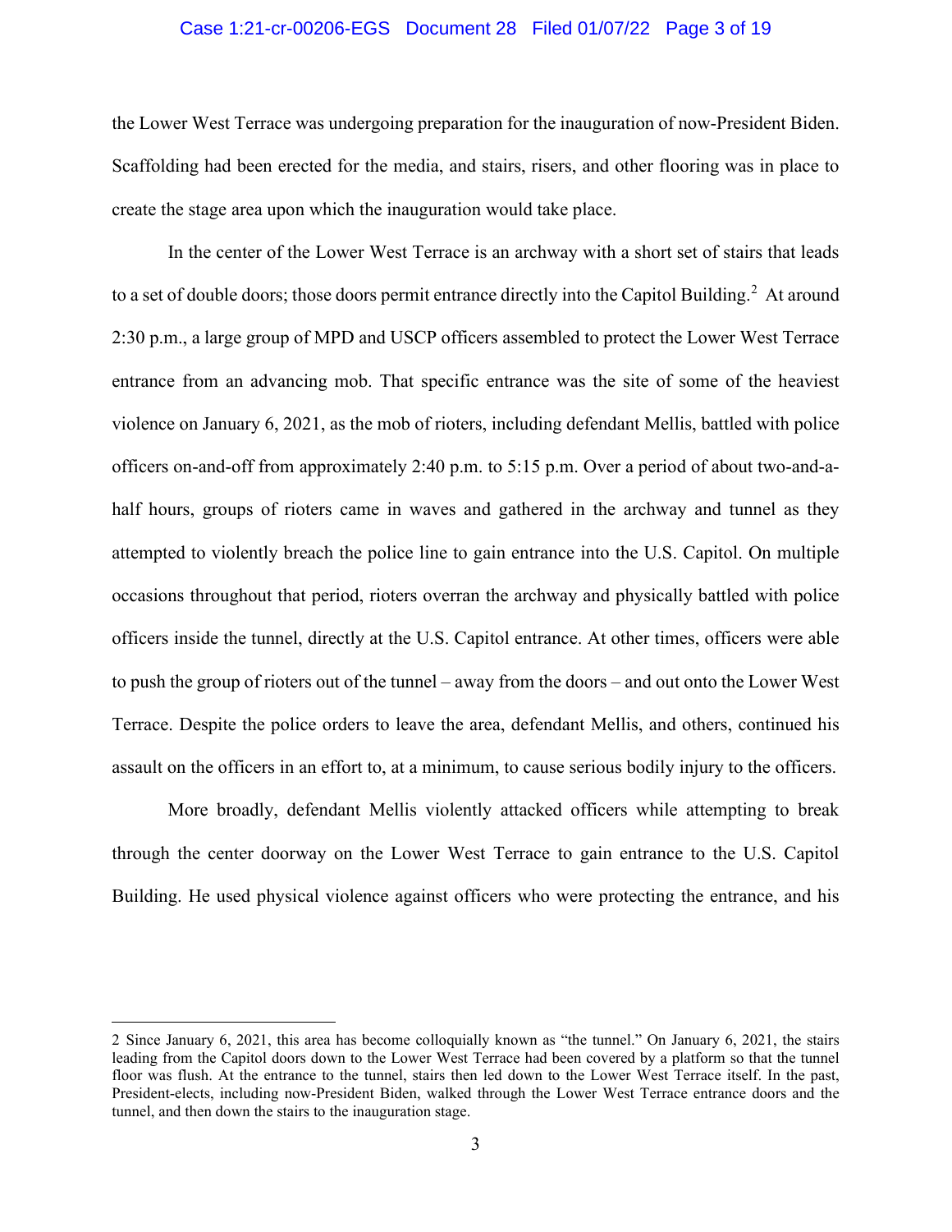the Lower West Terrace was undergoing preparation for the inauguration of now-President Biden. Scaffolding had been erected for the media, and stairs, risers, and other flooring was in place to create the stage area upon which the inauguration would take place.

In the center of the Lower West Terrace is an archway with a short set of stairs that leads to a set of double doors; those doors permit entrance directly into the Capitol Building.[2] At around 2:30 p.m., a large group of MPD and USCP officers assembled to protect the Lower West Terrace entrance from an advancing mob. That specific entrance was the site of some of the heaviest violence on January 6, 2021, as the mob of rioters, including defendant Mellis, battled with police officers on-and-off from approximately 2:40 p.m. to 5:15 p.m. Over a period of about two-and-a-half hours, groups of rioters came in waves and gathered in the archway and tunnel as they attempted to violently breach the police line to gain entrance into the U.S. Capitol. On multiple occasions throughout that period, rioters overran the archway and physically battled with police officers inside the tunnel, directly at the U.S. Capitol entrance. At other times, officers were able to push the group of rioters out of the tunnel – away from the doors – and out onto the Lower West Terrace. Despite the police orders to leave the area, defendant Mellis, and others, continued his assault on the officers in an effort to, at a minimum, to cause serious bodily injury to the officers.

More broadly, defendant Mellis violently attacked officers while attempting to break through the center doorway on the Lower West Terrace to gain entrance to the U.S. Capitol Building. He used physical violence against officers who were protecting the entrance, and his

---

2 Since January 6, 2021, this area has become colloquially known as "the tunnel." On January 6, 2021, the stairs leading from the Capitol doors down to the Lower West Terrace had been covered by a platform so that the tunnel floor was flush. At the entrance to the tunnel, stairs then led down to the Lower West Terrace itself. In the past, President-elects, including now-President Biden, walked through the Lower West Terrace entrance doors and the tunnel, and then down the stairs to the inauguration stage.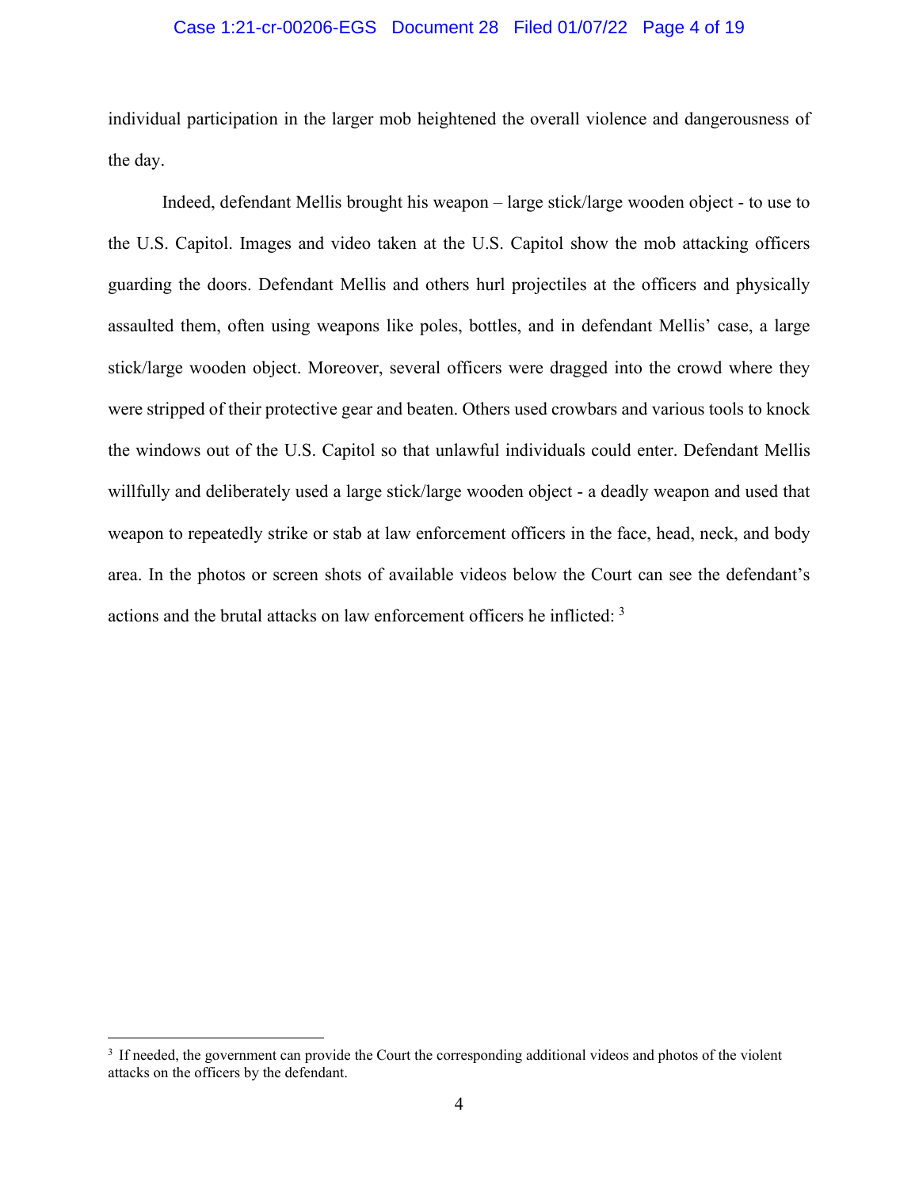individual participation in the larger mob heightened the overall violence and dangerousness of the day.

Indeed, defendant Mellis brought his weapon – large stick/large wooden object - to use to the U.S. Capitol. Images and video taken at the U.S. Capitol show the mob attacking officers guarding the doors. Defendant Mellis and others hurl projectiles at the officers and physically assaulted them, often using weapons like poles, bottles, and in defendant Mellis' case, a large stick/large wooden object. Moreover, several officers were dragged into the crowd where they were stripped of their protective gear and beaten. Others used crowbars and various tools to knock the windows out of the U.S. Capitol so that unlawful individuals could enter. Defendant Mellis willfully and deliberately used a large stick/large wooden object - a deadly weapon and used that weapon to repeatedly strike or stab at law enforcement officers in the face, head, neck, and body area. In the photos or screen shots of available videos below the Court can see the defendant's actions and the brutal attacks on law enforcement officers he inflicted: [3]

[3] If needed, the government can provide the Court the corresponding additional videos and photos of the violent attacks on the officers by the defendant.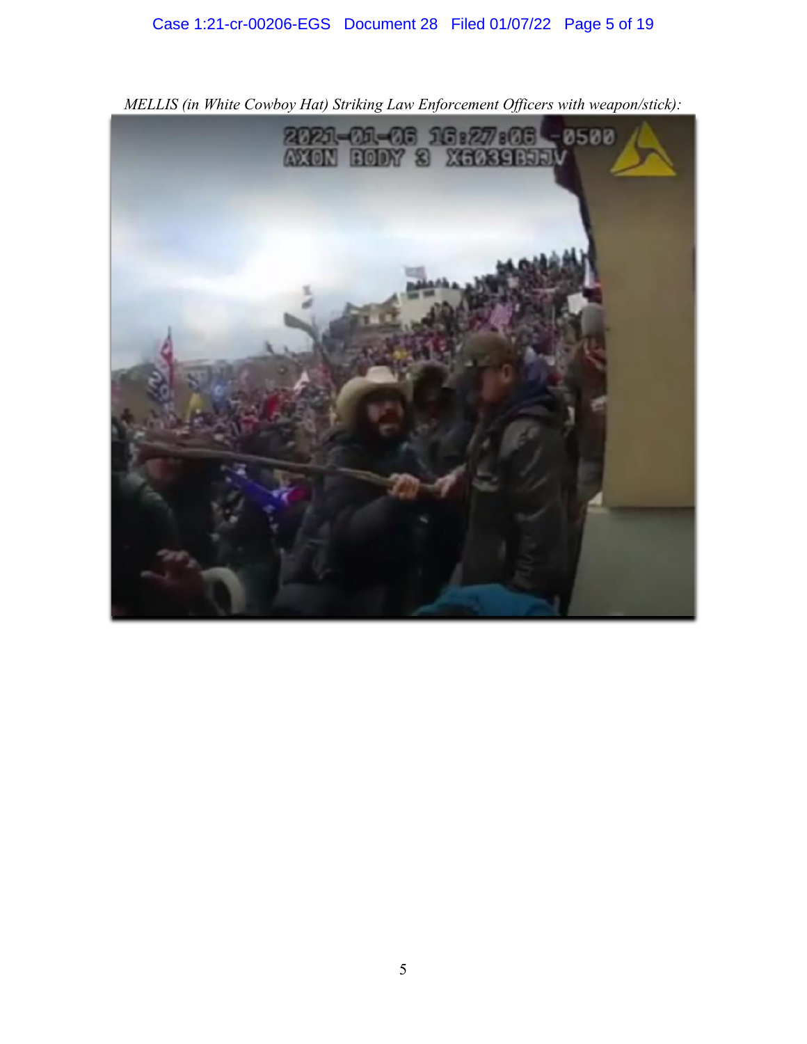*MELLIS (in White Cowboy Hat) Striking Law Enforcement Officers with weapon/stick):*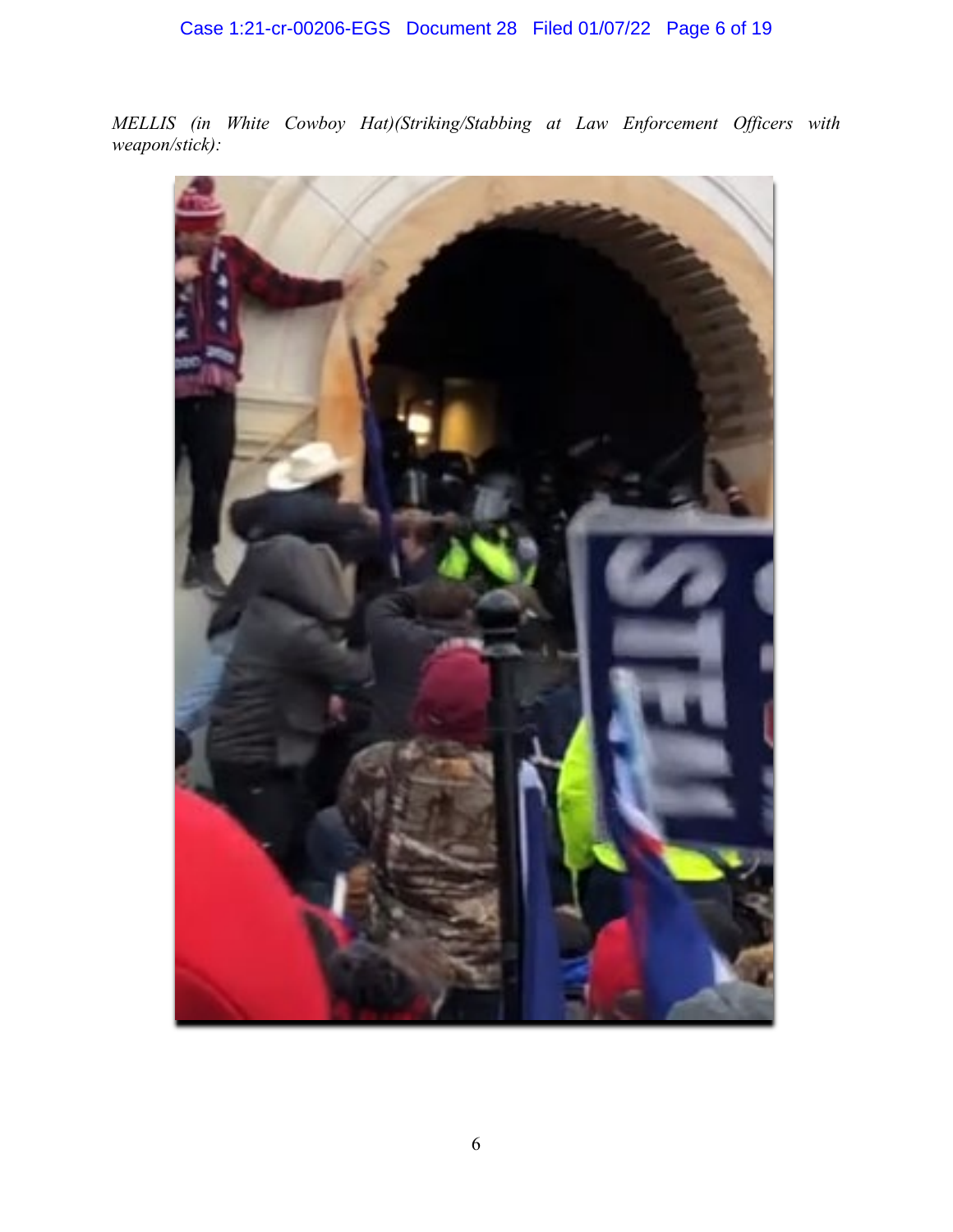*MELLIS (in White Cowboy Hat)(Striking/Stabbing at Law Enforcement Officers with weapon/stick):*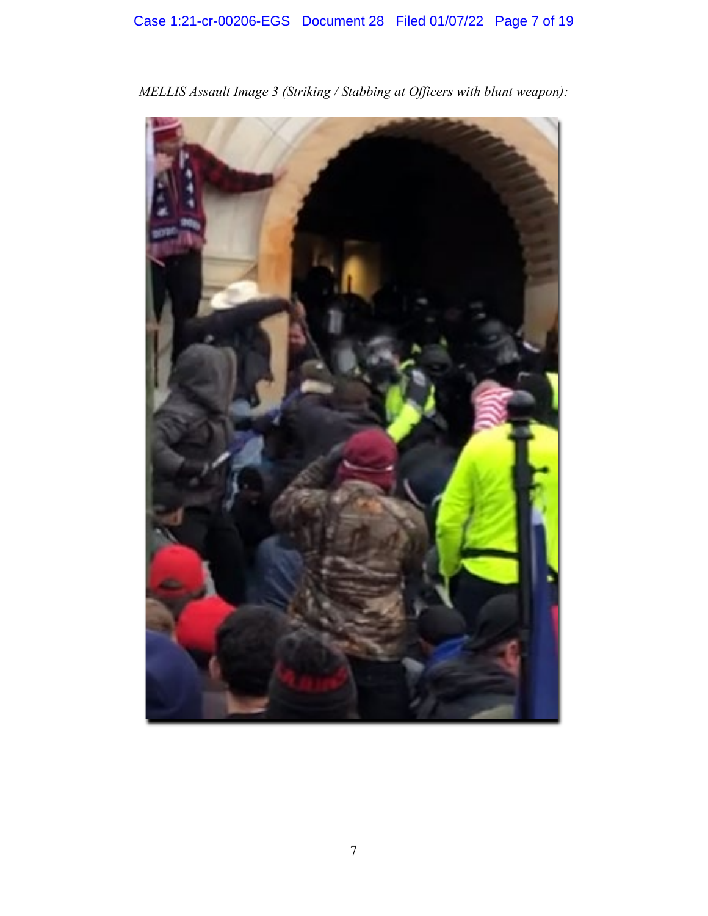*MELLIS Assault Image 3 (Striking / Stabbing at Officers with blunt weapon):*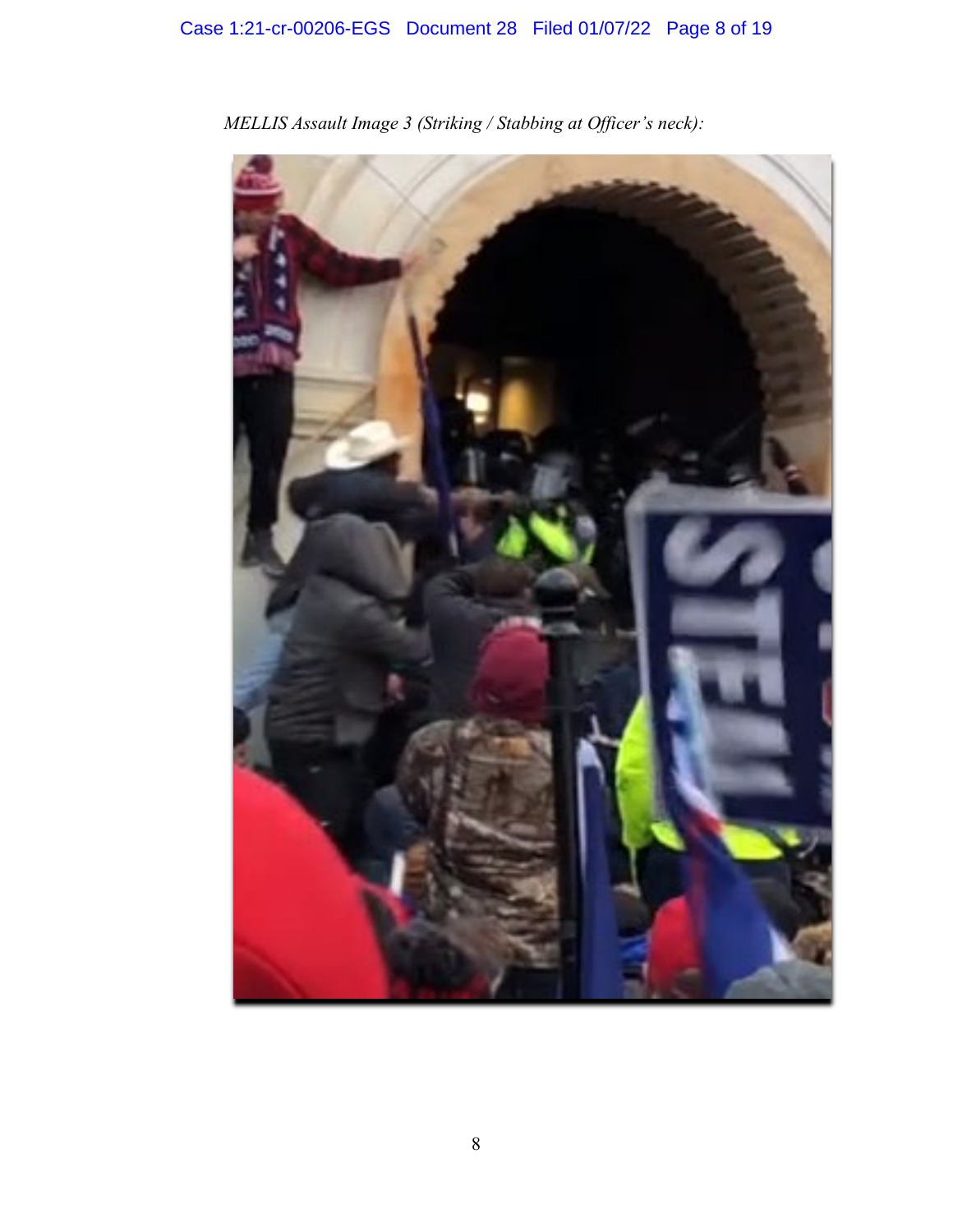*MELLIS Assault Image 3 (Striking / Stabbing at Officer's neck):*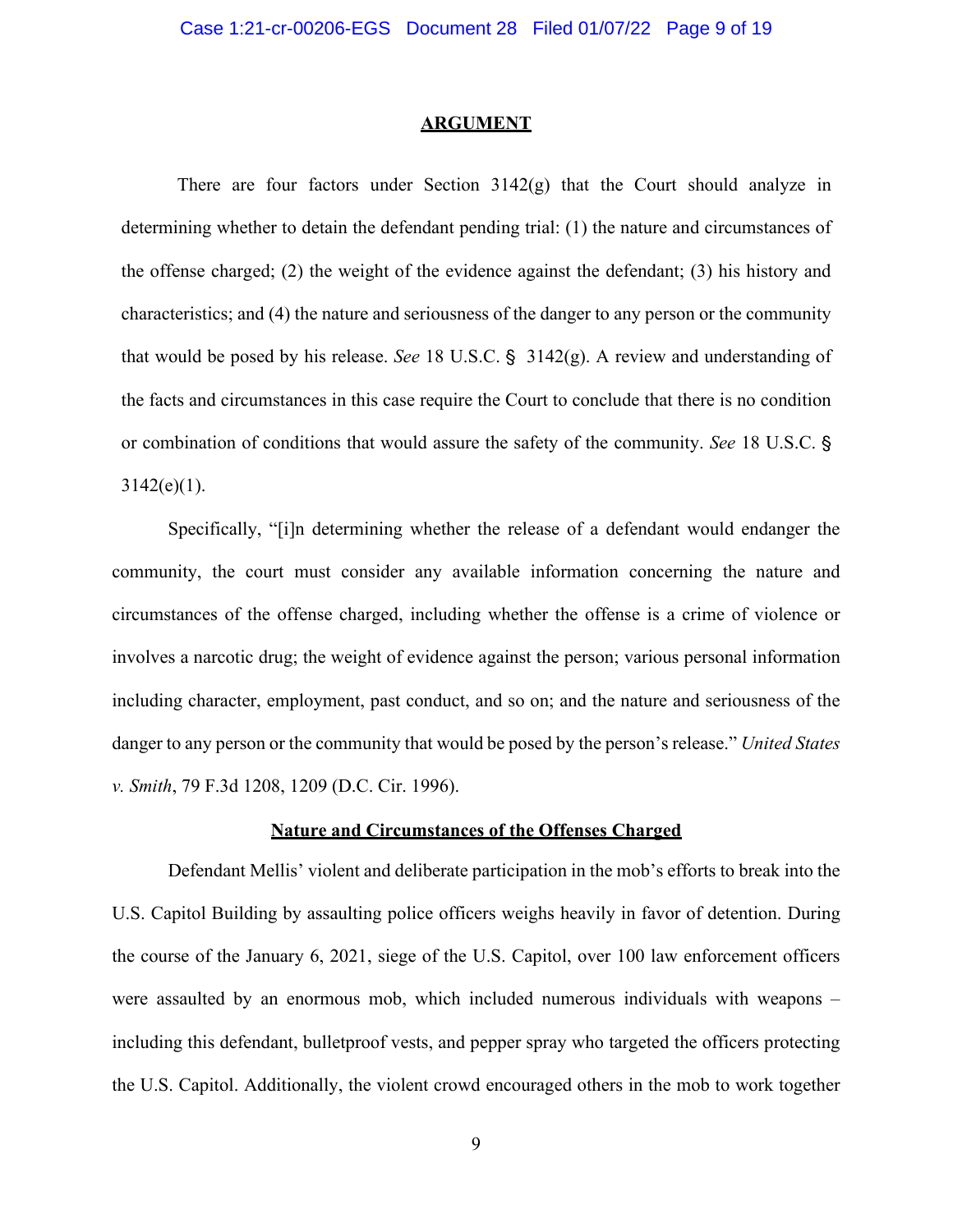## ARGUMENT

There are four factors under Section 3142(g) that the Court should analyze in determining whether to detain the defendant pending trial: (1) the nature and circumstances of the offense charged; (2) the weight of the evidence against the defendant; (3) his history and characteristics; and (4) the nature and seriousness of the danger to any person or the community that would be posed by his release. *See* 18 U.S.C. § 3142(g). A review and understanding of the facts and circumstances in this case require the Court to conclude that there is no condition or combination of conditions that would assure the safety of the community. *See* 18 U.S.C. § 3142(e)(1).

Specifically, "[i]n determining whether the release of a defendant would endanger the community, the court must consider any available information concerning the nature and circumstances of the offense charged, including whether the offense is a crime of violence or involves a narcotic drug; the weight of evidence against the person; various personal information including character, employment, past conduct, and so on; and the nature and seriousness of the danger to any person or the community that would be posed by the person's release." *United States v. Smith*, 79 F.3d 1208, 1209 (D.C. Cir. 1996).

### Nature and Circumstances of the Offenses Charged

Defendant Mellis' violent and deliberate participation in the mob's efforts to break into the U.S. Capitol Building by assaulting police officers weighs heavily in favor of detention. During the course of the January 6, 2021, siege of the U.S. Capitol, over 100 law enforcement officers were assaulted by an enormous mob, which included numerous individuals with weapons – including this defendant, bulletproof vests, and pepper spray who targeted the officers protecting the U.S. Capitol. Additionally, the violent crowd encouraged others in the mob to work together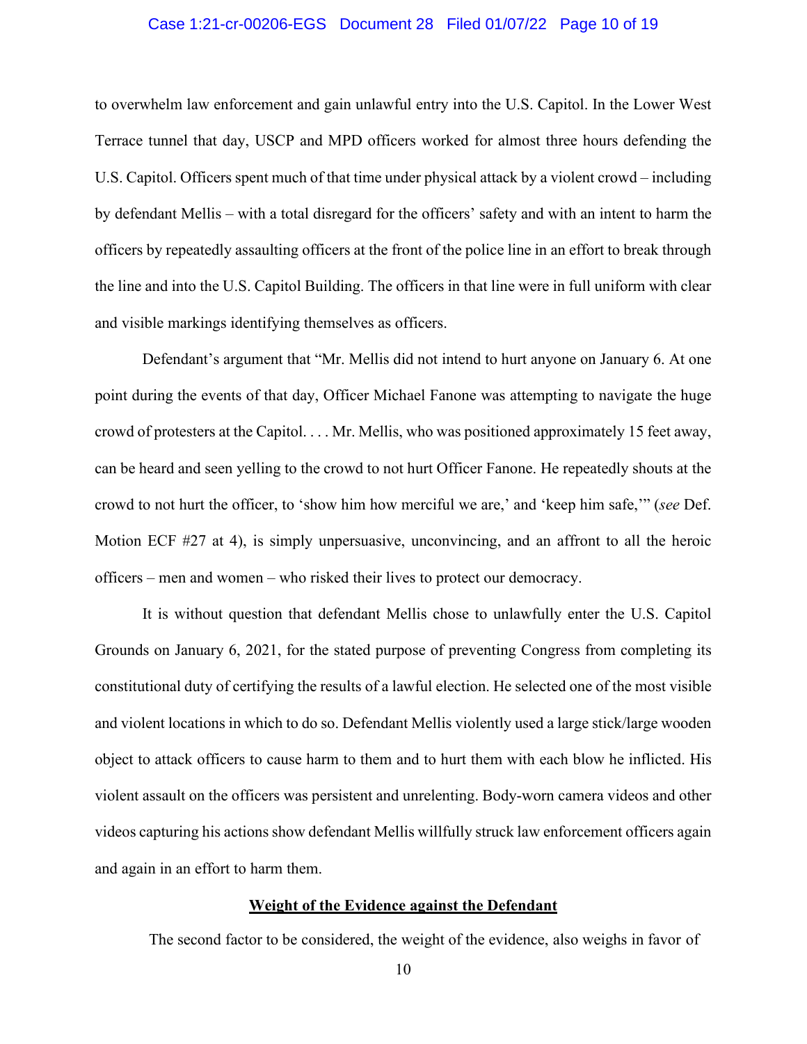to overwhelm law enforcement and gain unlawful entry into the U.S. Capitol. In the Lower West Terrace tunnel that day, USCP and MPD officers worked for almost three hours defending the U.S. Capitol. Officers spent much of that time under physical attack by a violent crowd – including by defendant Mellis – with a total disregard for the officers' safety and with an intent to harm the officers by repeatedly assaulting officers at the front of the police line in an effort to break through the line and into the U.S. Capitol Building. The officers in that line were in full uniform with clear and visible markings identifying themselves as officers.

Defendant's argument that "Mr. Mellis did not intend to hurt anyone on January 6. At one point during the events of that day, Officer Michael Fanone was attempting to navigate the huge crowd of protesters at the Capitol. . . . Mr. Mellis, who was positioned approximately 15 feet away, can be heard and seen yelling to the crowd to not hurt Officer Fanone. He repeatedly shouts at the crowd to not hurt the officer, to 'show him how merciful we are,' and 'keep him safe,'" (*see* Def. Motion ECF #27 at 4), is simply unpersuasive, unconvincing, and an affront to all the heroic officers – men and women – who risked their lives to protect our democracy.

It is without question that defendant Mellis chose to unlawfully enter the U.S. Capitol Grounds on January 6, 2021, for the stated purpose of preventing Congress from completing its constitutional duty of certifying the results of a lawful election. He selected one of the most visible and violent locations in which to do so. Defendant Mellis violently used a large stick/large wooden object to attack officers to cause harm to them and to hurt them with each blow he inflicted. His violent assault on the officers was persistent and unrelenting. Body-worn camera videos and other videos capturing his actions show defendant Mellis willfully struck law enforcement officers again and again in an effort to harm them.

**<u>Weight of the Evidence against the Defendant</u>**

The second factor to be considered, the weight of the evidence, also weighs in favor of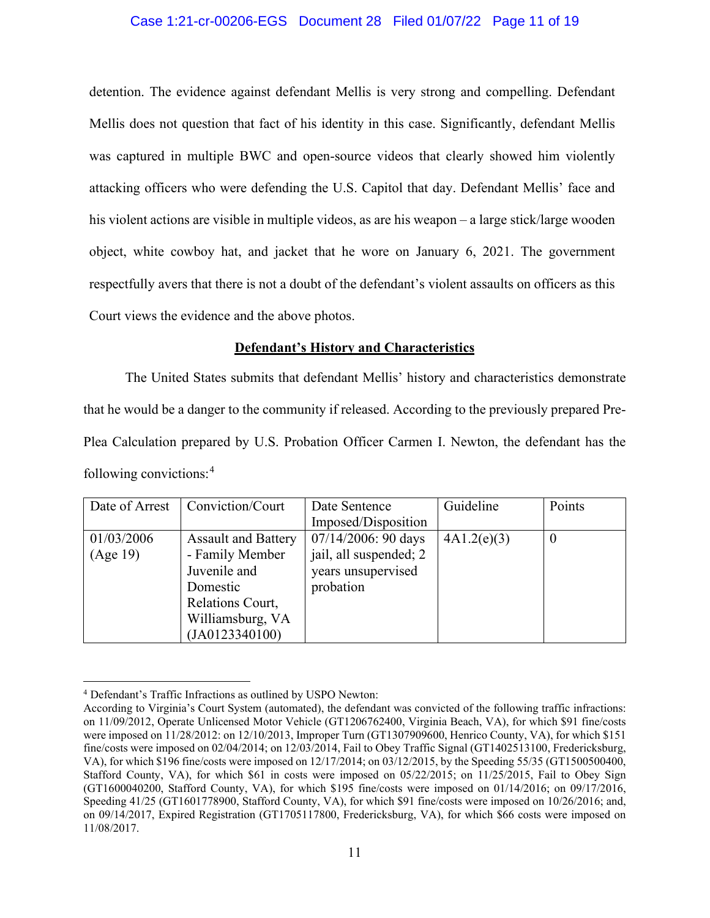detention. The evidence against defendant Mellis is very strong and compelling. Defendant Mellis does not question that fact of his identity in this case. Significantly, defendant Mellis was captured in multiple BWC and open-source videos that clearly showed him violently attacking officers who were defending the U.S. Capitol that day. Defendant Mellis' face and his violent actions are visible in multiple videos, as are his weapon – a large stick/large wooden object, white cowboy hat, and jacket that he wore on January 6, 2021. The government respectfully avers that there is not a doubt of the defendant's violent assaults on officers as this Court views the evidence and the above photos.

## Defendant's History and Characteristics

The United States submits that defendant Mellis' history and characteristics demonstrate that he would be a danger to the community if released. According to the previously prepared Pre-Plea Calculation prepared by U.S. Probation Officer Carmen I. Newton, the defendant has the following convictions:[4]

| Date of Arrest | Conviction/Court | Date Sentence Imposed/Disposition | Guideline | Points |
|---|---|---|---|---|
| 01/03/2006 (Age 19) | Assault and Battery - Family Member Juvenile and Domestic Relations Court, Williamsburg, VA (JA0123340100) | 07/14/2006: 90 days jail, all suspended; 2 years unsupervised probation | 4A1.2(e)(3) | 0 |

---

[4] Defendant's Traffic Infractions as outlined by USPO Newton:
According to Virginia's Court System (automated), the defendant was convicted of the following traffic infractions: on 11/09/2012, Operate Unlicensed Motor Vehicle (GT1206762400, Virginia Beach, VA), for which $91 fine/costs were imposed on 11/28/2012: on 12/10/2013, Improper Turn (GT1307909600, Henrico County, VA), for which $151 fine/costs were imposed on 02/04/2014; on 12/03/2014, Fail to Obey Traffic Signal (GT1402513100, Fredericksburg, VA), for which $196 fine/costs were imposed on 12/17/2014; on 03/12/2015, by the Speeding 55/35 (GT1500500400, Stafford County, VA), for which $61 in costs were imposed on 05/22/2015; on 11/25/2015, Fail to Obey Sign (GT1600040200, Stafford County, VA), for which $195 fine/costs were imposed on 01/14/2016; on 09/17/2016, Speeding 41/25 (GT1601778900, Stafford County, VA), for which $91 fine/costs were imposed on 10/26/2016; and, on 09/14/2017, Expired Registration (GT1705117800, Fredericksburg, VA), for which $66 costs were imposed on 11/08/2017.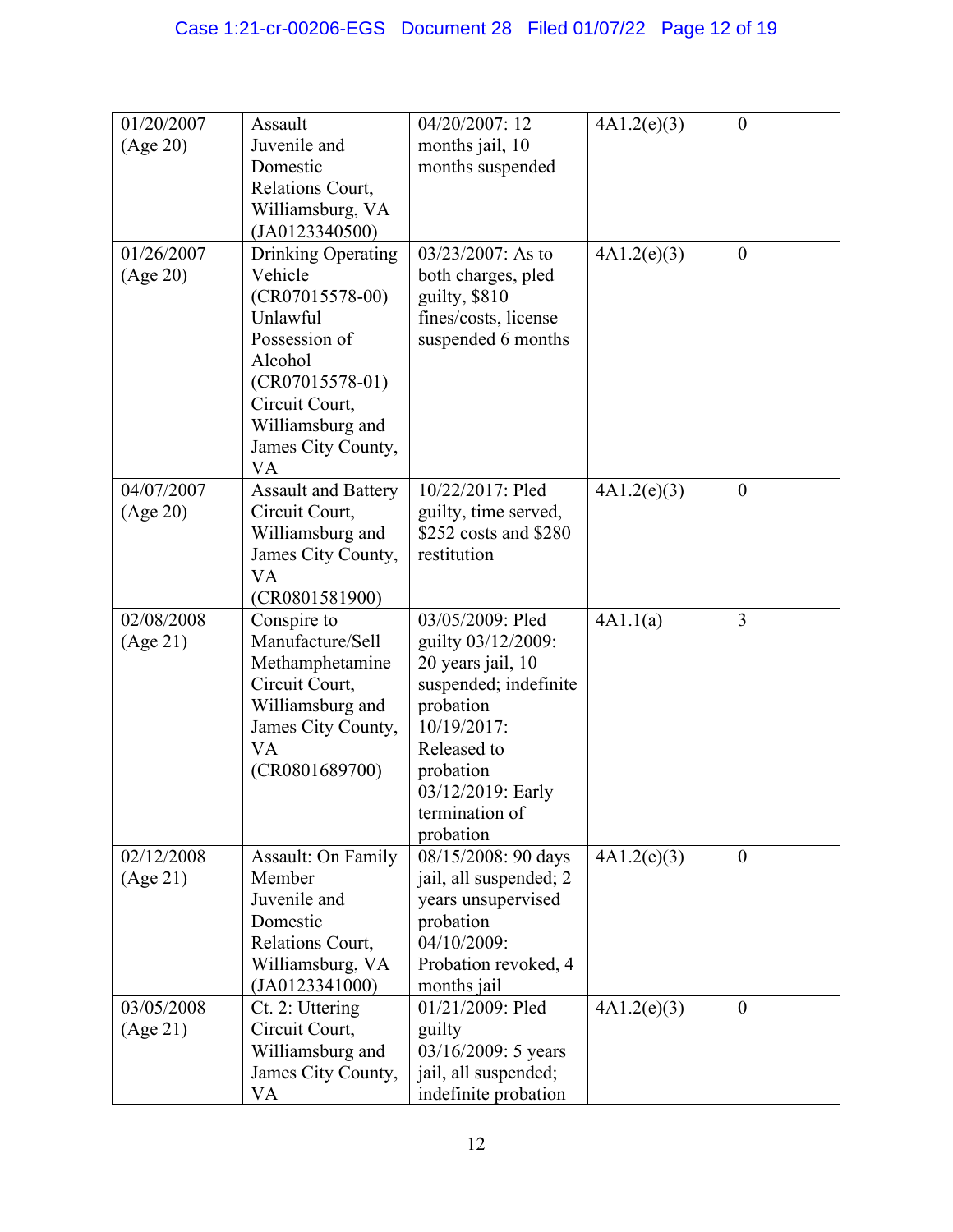| | | | | |
|---|---|---|---|---|
| 01/20/2007 (Age 20) | Assault Juvenile and Domestic Relations Court, Williamsburg, VA (JA0123340500) | 04/20/2007: 12 months jail, 10 months suspended | 4A1.2(e)(3) | 0 |
| 01/26/2007 (Age 20) | Drinking Operating Vehicle (CR07015578-00) Unlawful Possession of Alcohol (CR07015578-01) Circuit Court, Williamsburg and James City County, VA | 03/23/2007: As to both charges, pled guilty, $810 fines/costs, license suspended 6 months | 4A1.2(e)(3) | 0 |
| 04/07/2007 (Age 20) | Assault and Battery Circuit Court, Williamsburg and James City County, VA (CR0801581900) | 10/22/2017: Pled guilty, time served, $252 costs and $280 restitution | 4A1.2(e)(3) | 0 |
| 02/08/2008 (Age 21) | Conspire to Manufacture/Sell Methamphetamine Circuit Court, Williamsburg and James City County, VA (CR0801689700) | 03/05/2009: Pled guilty 03/12/2009: 20 years jail, 10 suspended; indefinite probation 10/19/2017: Released to probation 03/12/2019: Early termination of probation | 4A1.1(a) | 3 |
| 02/12/2008 (Age 21) | Assault: On Family Member Juvenile and Domestic Relations Court, Williamsburg, VA (JA0123341000) | 08/15/2008: 90 days jail, all suspended; 2 years unsupervised probation 04/10/2009: Probation revoked, 4 months jail | 4A1.2(e)(3) | 0 |
| 03/05/2008 (Age 21) | Ct. 2: Uttering Circuit Court, Williamsburg and James City County, VA | 01/21/2009: Pled guilty 03/16/2009: 5 years jail, all suspended; indefinite probation | 4A1.2(e)(3) | 0 |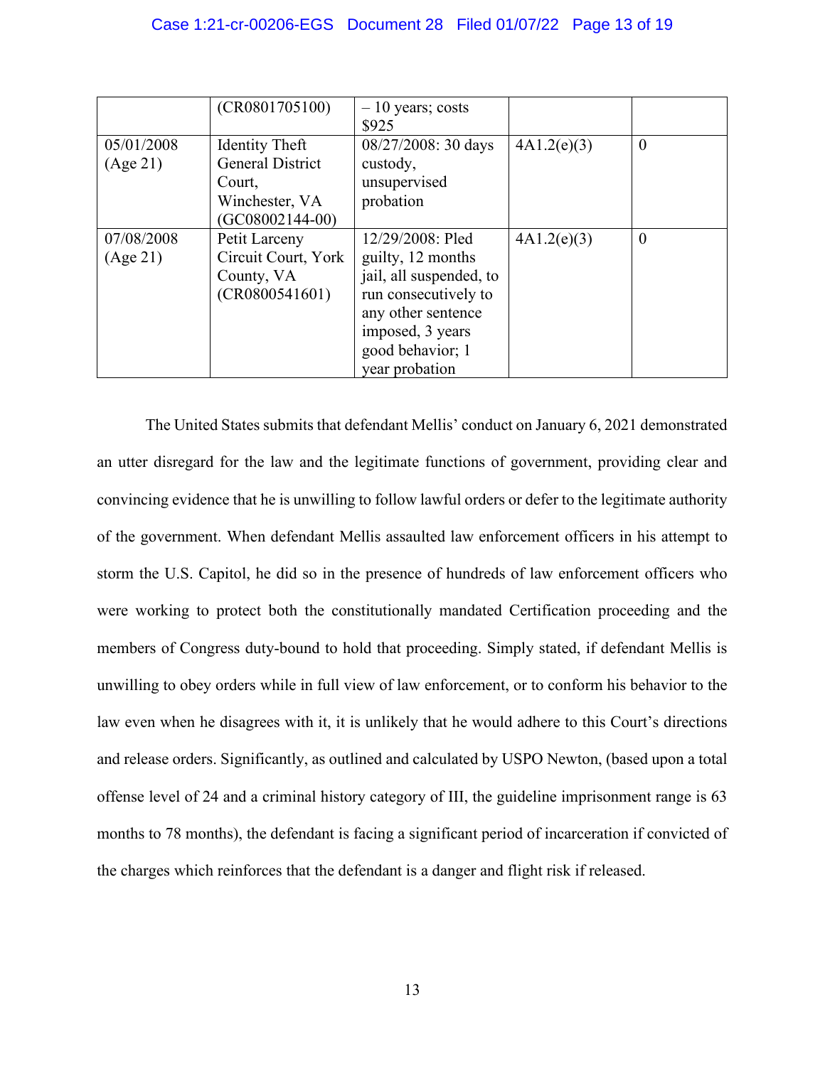| | | | | |
|---|---|---|---|---|
| | (CR0801705100) | – 10 years; costs $925 | | |
| 05/01/2008 (Age 21) | Identity Theft General District Court, Winchester, VA (GC08002144-00) | 08/27/2008: 30 days custody, unsupervised probation | 4A1.2(e)(3) | 0 |
| 07/08/2008 (Age 21) | Petit Larceny Circuit Court, York County, VA (CR0800541601) | 12/29/2008: Pled guilty, 12 months jail, all suspended, to run consecutively to any other sentence imposed, 3 years good behavior; 1 year probation | 4A1.2(e)(3) | 0 |

The United States submits that defendant Mellis' conduct on January 6, 2021 demonstrated an utter disregard for the law and the legitimate functions of government, providing clear and convincing evidence that he is unwilling to follow lawful orders or defer to the legitimate authority of the government. When defendant Mellis assaulted law enforcement officers in his attempt to storm the U.S. Capitol, he did so in the presence of hundreds of law enforcement officers who were working to protect both the constitutionally mandated Certification proceeding and the members of Congress duty-bound to hold that proceeding. Simply stated, if defendant Mellis is unwilling to obey orders while in full view of law enforcement, or to conform his behavior to the law even when he disagrees with it, it is unlikely that he would adhere to this Court's directions and release orders. Significantly, as outlined and calculated by USPO Newton, (based upon a total offense level of 24 and a criminal history category of III, the guideline imprisonment range is 63 months to 78 months), the defendant is facing a significant period of incarceration if convicted of the charges which reinforces that the defendant is a danger and flight risk if released.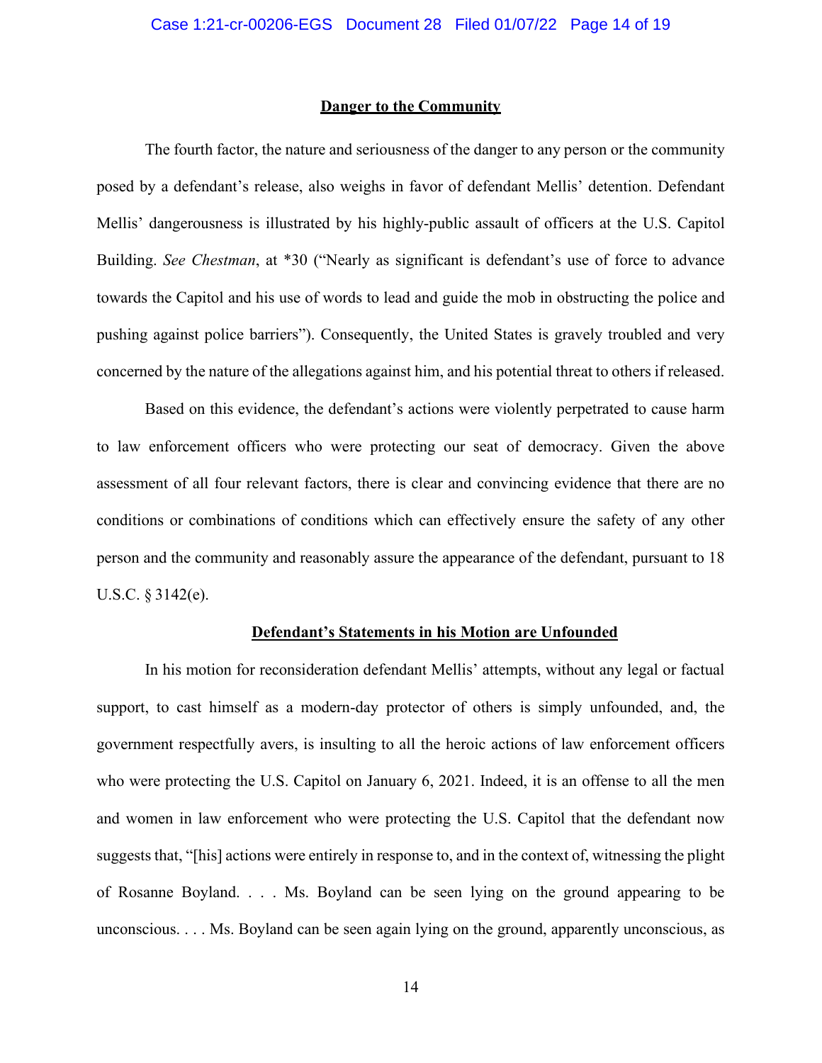**Danger to the Community**

The fourth factor, the nature and seriousness of the danger to any person or the community posed by a defendant's release, also weighs in favor of defendant Mellis' detention. Defendant Mellis' dangerousness is illustrated by his highly-public assault of officers at the U.S. Capitol Building. *See Chestman*, at *30 ("Nearly as significant is defendant's use of force to advance towards the Capitol and his use of words to lead and guide the mob in obstructing the police and pushing against police barriers"). Consequently, the United States is gravely troubled and very concerned by the nature of the allegations against him, and his potential threat to others if released.

Based on this evidence, the defendant's actions were violently perpetrated to cause harm to law enforcement officers who were protecting our seat of democracy. Given the above assessment of all four relevant factors, there is clear and convincing evidence that there are no conditions or combinations of conditions which can effectively ensure the safety of any other person and the community and reasonably assure the appearance of the defendant, pursuant to 18 U.S.C. § 3142(e).

**Defendant's Statements in his Motion are Unfounded**

In his motion for reconsideration defendant Mellis' attempts, without any legal or factual support, to cast himself as a modern-day protector of others is simply unfounded, and, the government respectfully avers, is insulting to all the heroic actions of law enforcement officers who were protecting the U.S. Capitol on January 6, 2021. Indeed, it is an offense to all the men and women in law enforcement who were protecting the U.S. Capitol that the defendant now suggests that, "[his] actions were entirely in response to, and in the context of, witnessing the plight of Rosanne Boyland. . . . Ms. Boyland can be seen lying on the ground appearing to be unconscious. . . . Ms. Boyland can be seen again lying on the ground, apparently unconscious, as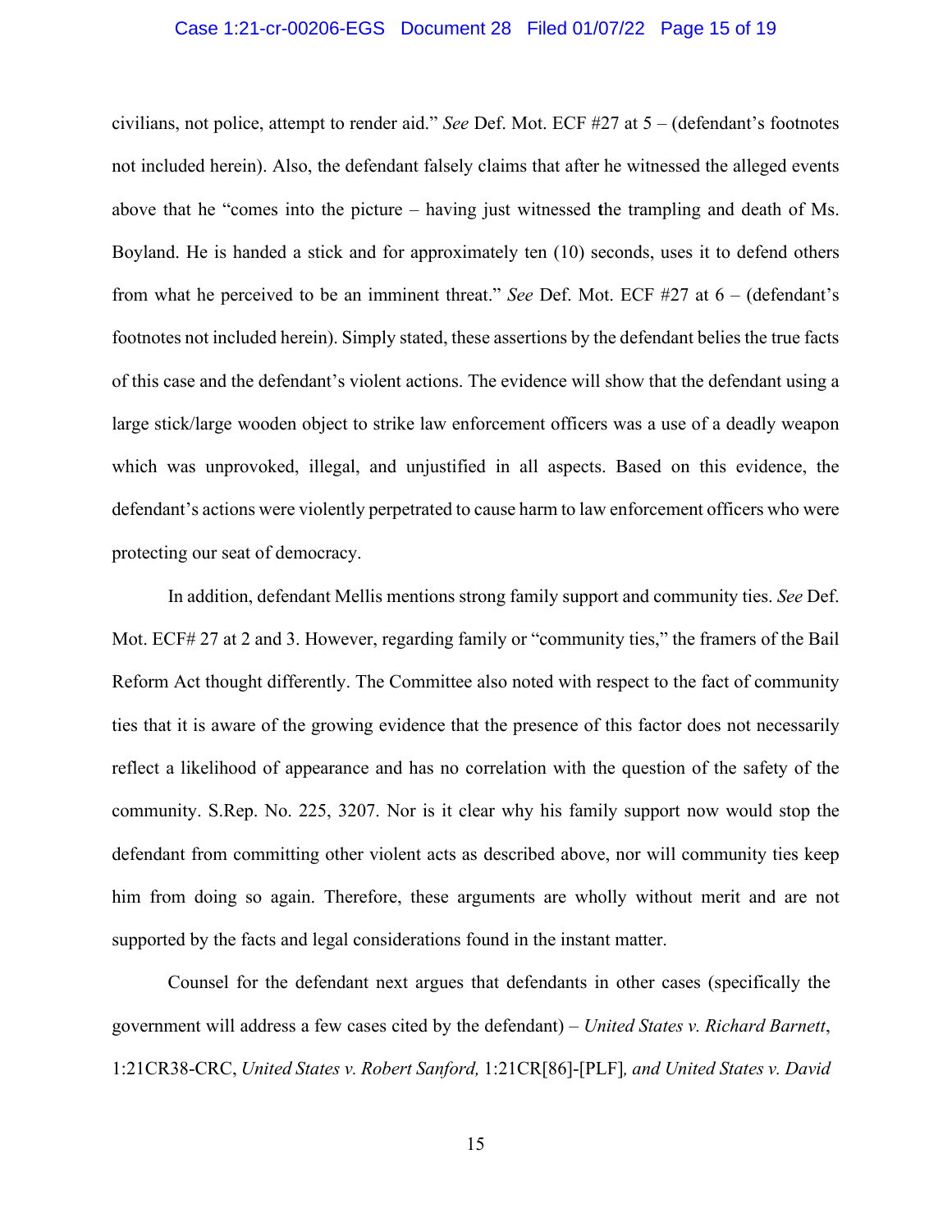civilians, not police, attempt to render aid." *See* Def. Mot. ECF #27 at 5 – (defendant's footnotes not included herein). Also, the defendant falsely claims that after he witnessed the alleged events above that he "comes into the picture – having just witnessed the trampling and death of Ms. Boyland. He is handed a stick and for approximately ten (10) seconds, uses it to defend others from what he perceived to be an imminent threat." *See* Def. Mot. ECF #27 at 6 – (defendant's footnotes not included herein). Simply stated, these assertions by the defendant belies the true facts of this case and the defendant's violent actions. The evidence will show that the defendant using a large stick/large wooden object to strike law enforcement officers was a use of a deadly weapon which was unprovoked, illegal, and unjustified in all aspects. Based on this evidence, the defendant's actions were violently perpetrated to cause harm to law enforcement officers who were protecting our seat of democracy.

In addition, defendant Mellis mentions strong family support and community ties. *See* Def. Mot. ECF# 27 at 2 and 3. However, regarding family or "community ties," the framers of the Bail Reform Act thought differently. The Committee also noted with respect to the fact of community ties that it is aware of the growing evidence that the presence of this factor does not necessarily reflect a likelihood of appearance and has no correlation with the question of the safety of the community. S.Rep. No. 225, 3207. Nor is it clear why his family support now would stop the defendant from committing other violent acts as described above, nor will community ties keep him from doing so again. Therefore, these arguments are wholly without merit and are not supported by the facts and legal considerations found in the instant matter.

Counsel for the defendant next argues that defendants in other cases (specifically the government will address a few cases cited by the defendant) – *United States v. Richard Barnett*, 1:21CR38-CRC, *United States v. Robert Sanford,* 1:21CR[86]-[PLF]*, and United States v. David*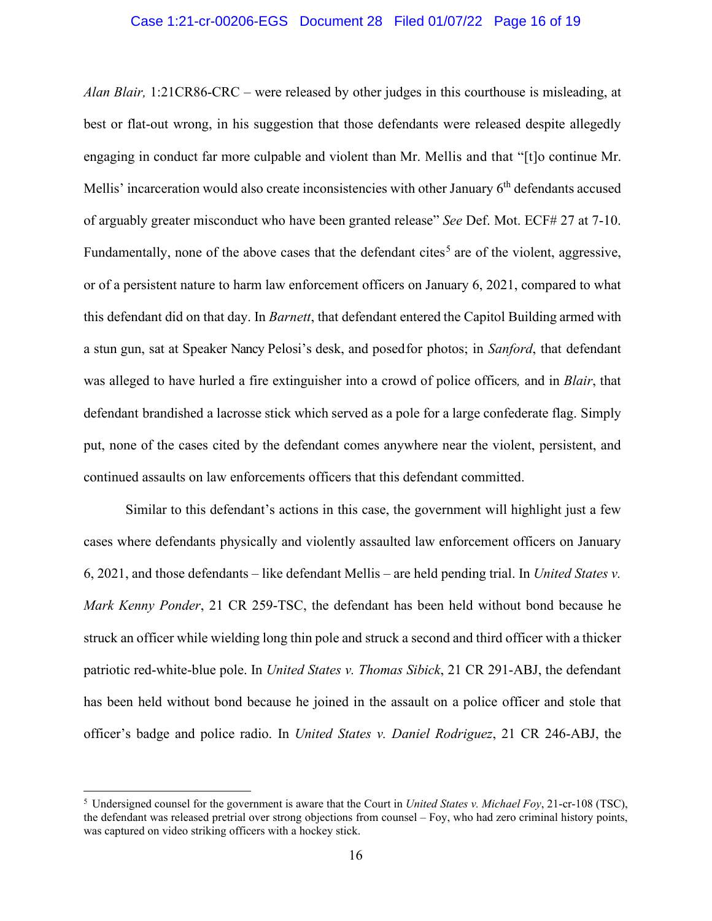*Alan Blair,* 1:21CR86-CRC – were released by other judges in this courthouse is misleading, at best or flat-out wrong, in his suggestion that those defendants were released despite allegedly engaging in conduct far more culpable and violent than Mr. Mellis and that "[t]o continue Mr. Mellis' incarceration would also create inconsistencies with other January 6th defendants accused of arguably greater misconduct who have been granted release" *See* Def. Mot. ECF# 27 at 7-10. Fundamentally, none of the above cases that the defendant cites[5] are of the violent, aggressive, or of a persistent nature to harm law enforcement officers on January 6, 2021, compared to what this defendant did on that day. In *Barnett*, that defendant entered the Capitol Building armed with a stun gun, sat at Speaker Nancy Pelosi's desk, and posed for photos; in *Sanford*, that defendant was alleged to have hurled a fire extinguisher into a crowd of police officers, and in *Blair*, that defendant brandished a lacrosse stick which served as a pole for a large confederate flag. Simply put, none of the cases cited by the defendant comes anywhere near the violent, persistent, and continued assaults on law enforcements officers that this defendant committed.

Similar to this defendant's actions in this case, the government will highlight just a few cases where defendants physically and violently assaulted law enforcement officers on January 6, 2021, and those defendants – like defendant Mellis – are held pending trial. In *United States v. Mark Kenny Ponder*, 21 CR 259-TSC, the defendant has been held without bond because he struck an officer while wielding long thin pole and struck a second and third officer with a thicker patriotic red-white-blue pole. In *United States v. Thomas Sibick*, 21 CR 291-ABJ, the defendant has been held without bond because he joined in the assault on a police officer and stole that officer's badge and police radio. In *United States v. Daniel Rodriguez*, 21 CR 246-ABJ, the

[5] Undersigned counsel for the government is aware that the Court in *United States v. Michael Foy*, 21-cr-108 (TSC), the defendant was released pretrial over strong objections from counsel – Foy, who had zero criminal history points, was captured on video striking officers with a hockey stick.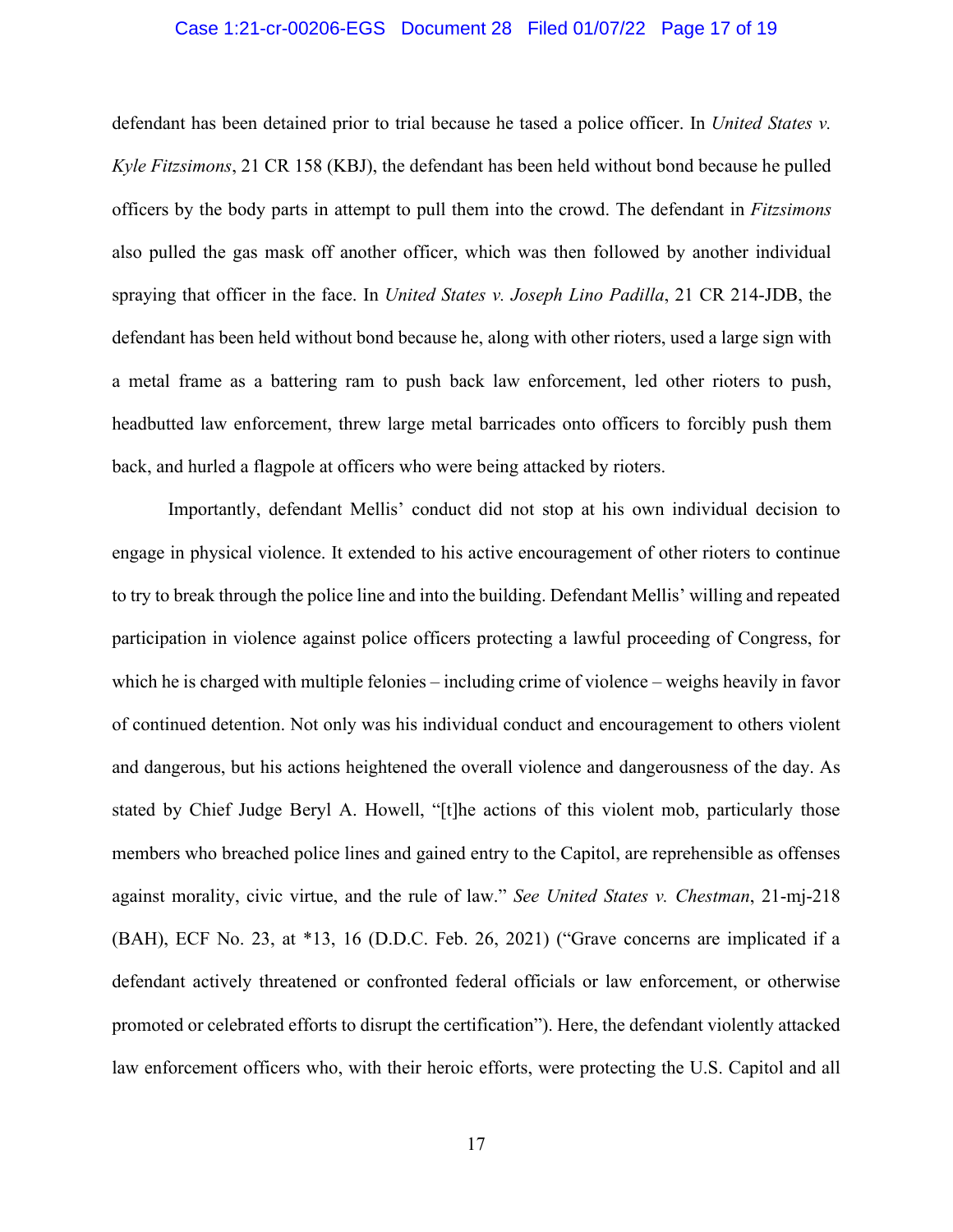defendant has been detained prior to trial because he tased a police officer. In *United States v. Kyle Fitzsimons*, 21 CR 158 (KBJ), the defendant has been held without bond because he pulled officers by the body parts in attempt to pull them into the crowd. The defendant in *Fitzsimons* also pulled the gas mask off another officer, which was then followed by another individual spraying that officer in the face. In *United States v. Joseph Lino Padilla*, 21 CR 214-JDB, the defendant has been held without bond because he, along with other rioters, used a large sign with a metal frame as a battering ram to push back law enforcement, led other rioters to push, headbutted law enforcement, threw large metal barricades onto officers to forcibly push them back, and hurled a flagpole at officers who were being attacked by rioters.

Importantly, defendant Mellis' conduct did not stop at his own individual decision to engage in physical violence. It extended to his active encouragement of other rioters to continue to try to break through the police line and into the building. Defendant Mellis' willing and repeated participation in violence against police officers protecting a lawful proceeding of Congress, for which he is charged with multiple felonies – including crime of violence – weighs heavily in favor of continued detention. Not only was his individual conduct and encouragement to others violent and dangerous, but his actions heightened the overall violence and dangerousness of the day. As stated by Chief Judge Beryl A. Howell, "[t]he actions of this violent mob, particularly those members who breached police lines and gained entry to the Capitol, are reprehensible as offenses against morality, civic virtue, and the rule of law." *See United States v. Chestman*, 21-mj-218 (BAH), ECF No. 23, at *13, 16 (D.D.C. Feb. 26, 2021) ("Grave concerns are implicated if a defendant actively threatened or confronted federal officials or law enforcement, or otherwise promoted or celebrated efforts to disrupt the certification"). Here, the defendant violently attacked law enforcement officers who, with their heroic efforts, were protecting the U.S. Capitol and all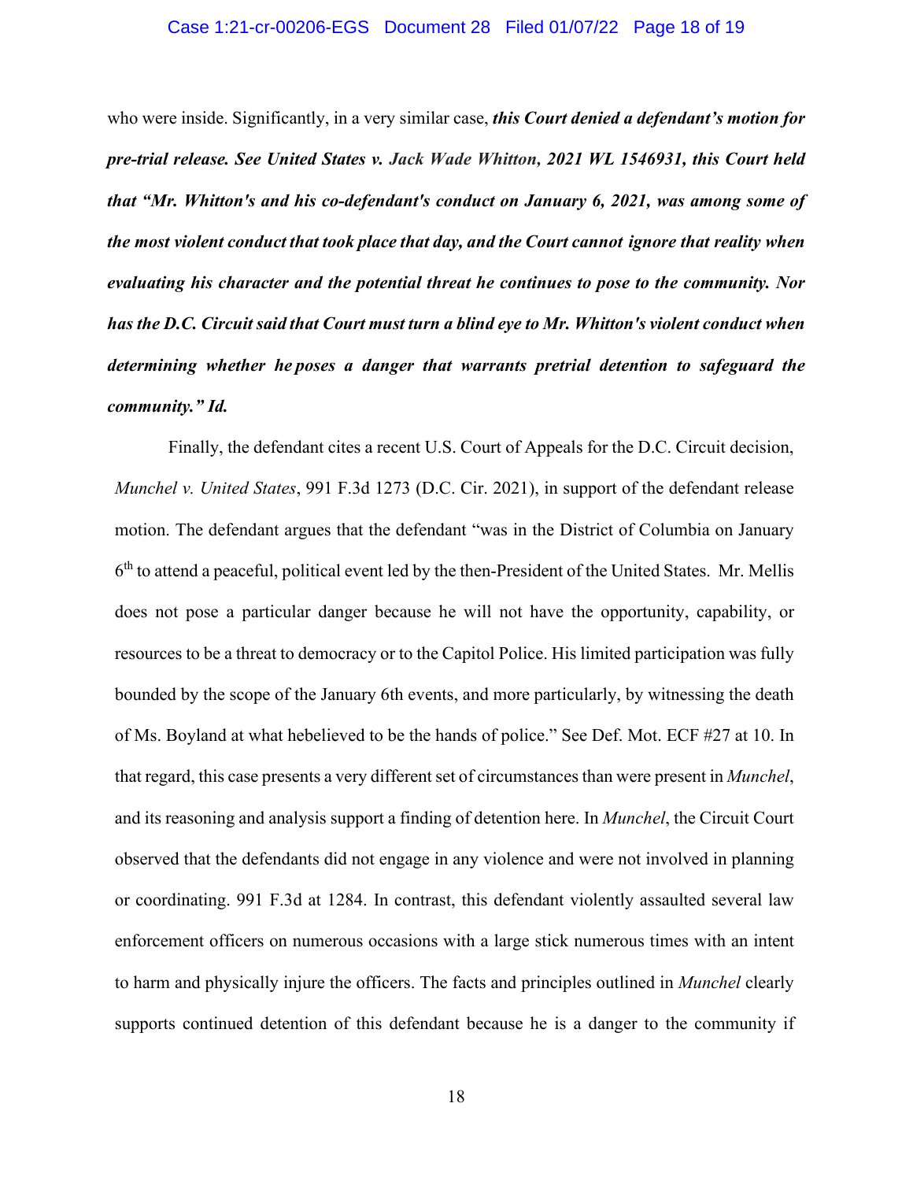who were inside. Significantly, in a very similar case, ***this Court denied a defendant's motion for pre-trial release. See United States v. Jack Wade Whitton, 2021 WL 1546931, this Court held that "Mr. Whitton's and his co-defendant's conduct on January 6, 2021, was among some of the most violent conduct that took place that day, and the Court cannot ignore that reality when evaluating his character and the potential threat he continues to pose to the community. Nor has the D.C. Circuit said that Court must turn a blind eye to Mr. Whitton's violent conduct when determining whether he poses a danger that warrants pretrial detention to safeguard the community." Id.***

Finally, the defendant cites a recent U.S. Court of Appeals for the D.C. Circuit decision, *Munchel v. United States*, 991 F.3d 1273 (D.C. Cir. 2021), in support of the defendant release motion. The defendant argues that the defendant "was in the District of Columbia on January 6th to attend a peaceful, political event led by the then-President of the United States. Mr. Mellis does not pose a particular danger because he will not have the opportunity, capability, or resources to be a threat to democracy or to the Capitol Police. His limited participation was fully bounded by the scope of the January 6th events, and more particularly, by witnessing the death of Ms. Boyland at what hebelieved to be the hands of police." See Def. Mot. ECF #27 at 10. In that regard, this case presents a very different set of circumstances than were present in *Munchel*, and its reasoning and analysis support a finding of detention here. In *Munchel*, the Circuit Court observed that the defendants did not engage in any violence and were not involved in planning or coordinating. 991 F.3d at 1284. In contrast, this defendant violently assaulted several law enforcement officers on numerous occasions with a large stick numerous times with an intent to harm and physically injure the officers. The facts and principles outlined in *Munchel* clearly supports continued detention of this defendant because he is a danger to the community if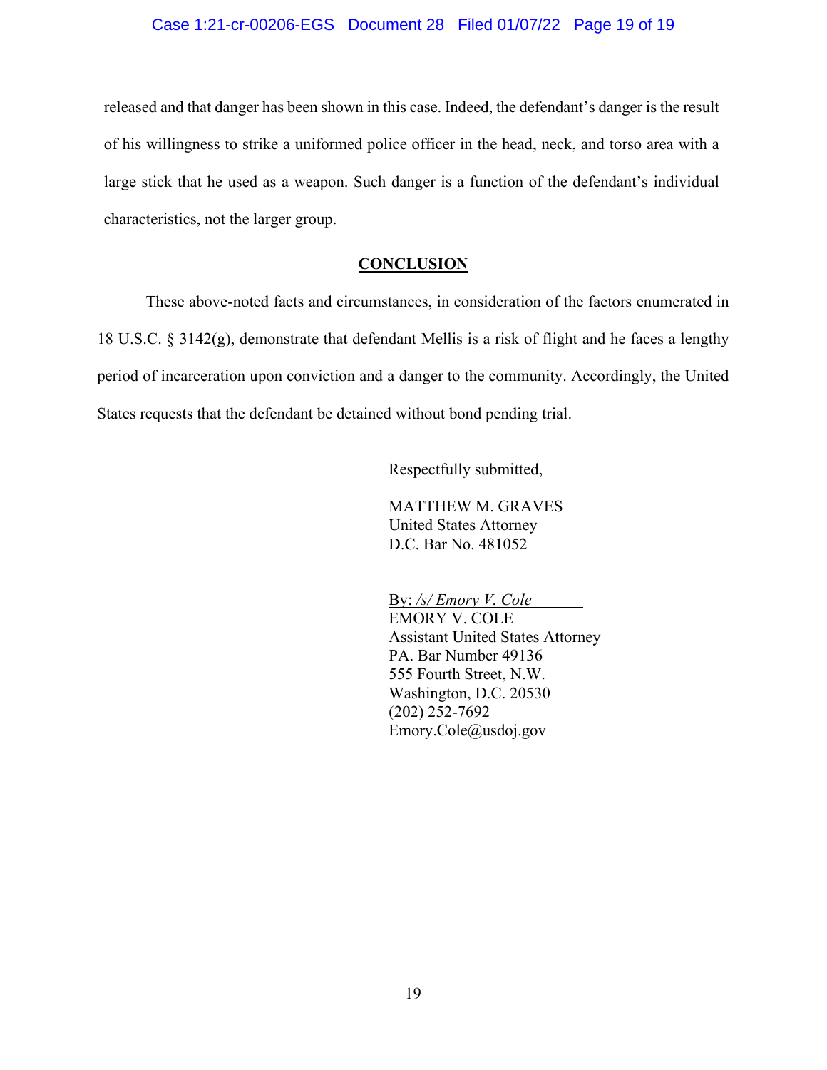released and that danger has been shown in this case. Indeed, the defendant's danger is the result of his willingness to strike a uniformed police officer in the head, neck, and torso area with a large stick that he used as a weapon. Such danger is a function of the defendant's individual characteristics, not the larger group.

## CONCLUSION

These above-noted facts and circumstances, in consideration of the factors enumerated in 18 U.S.C. § 3142(g), demonstrate that defendant Mellis is a risk of flight and he faces a lengthy period of incarceration upon conviction and a danger to the community. Accordingly, the United States requests that the defendant be detained without bond pending trial.

Respectfully submitted,

MATTHEW M. GRAVES
United States Attorney
D.C. Bar No. 481052

By: */s/ Emory V. Cole*
EMORY V. COLE
Assistant United States Attorney
PA. Bar Number 49136
555 Fourth Street, N.W.
Washington, D.C. 20530
(202) 252-7692
Emory.Cole@usdoj.gov